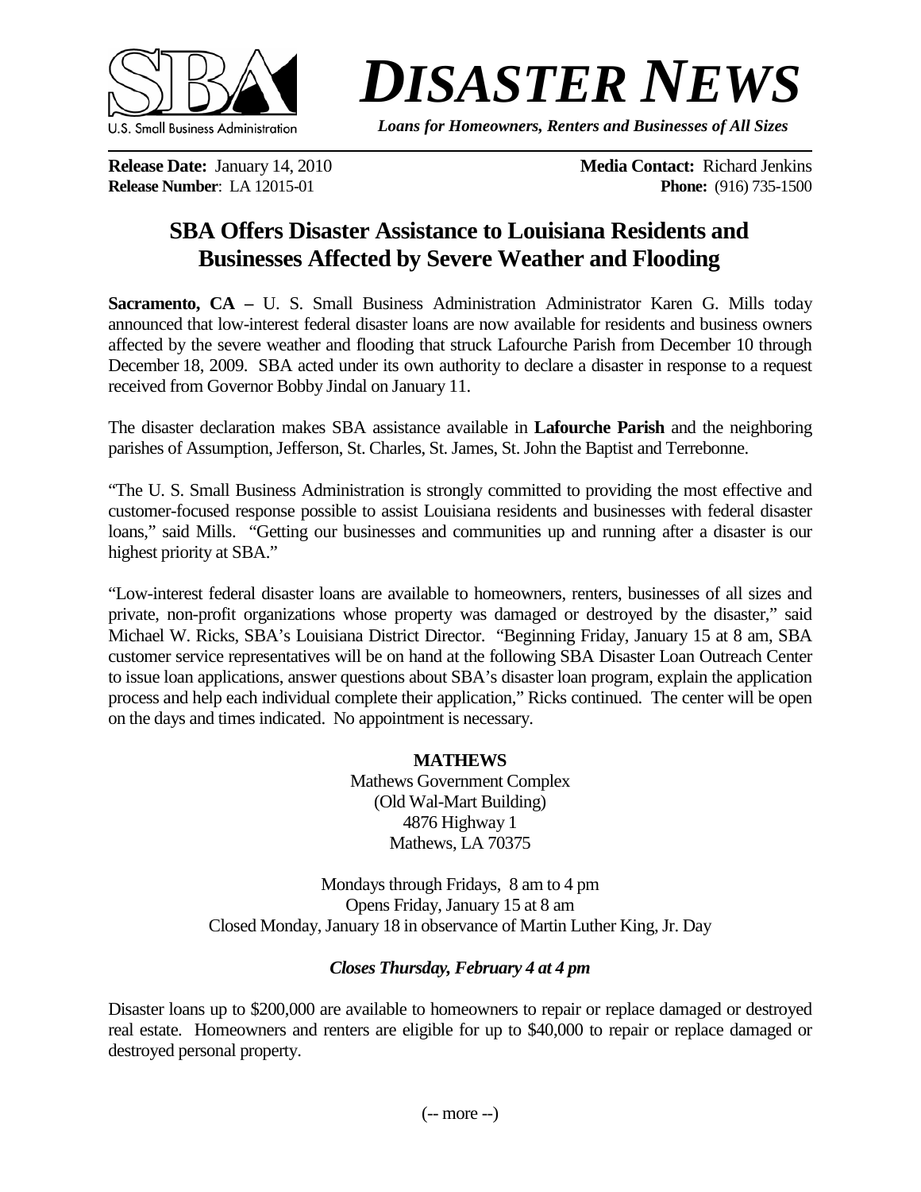U.S. Small Business Administration

# *DISASTER NEWS*

***Loans for Homeowners, Renters and Businesses of All Sizes***

**Release Date:** January 14, 2010
**Release Number**: LA 12015-01

**Media Contact:** Richard Jenkins
**Phone:** (916) 735-1500

## SBA Offers Disaster Assistance to Louisiana Residents and Businesses Affected by Severe Weather and Flooding

**Sacramento, CA –** U. S. Small Business Administration Administrator Karen G. Mills today announced that low-interest federal disaster loans are now available for residents and business owners affected by the severe weather and flooding that struck Lafourche Parish from December 10 through December 18, 2009. SBA acted under its own authority to declare a disaster in response to a request received from Governor Bobby Jindal on January 11.

The disaster declaration makes SBA assistance available in **Lafourche Parish** and the neighboring parishes of Assumption, Jefferson, St. Charles, St. James, St. John the Baptist and Terrebonne.

"The U. S. Small Business Administration is strongly committed to providing the most effective and customer-focused response possible to assist Louisiana residents and businesses with federal disaster loans," said Mills. "Getting our businesses and communities up and running after a disaster is our highest priority at SBA."

"Low-interest federal disaster loans are available to homeowners, renters, businesses of all sizes and private, non-profit organizations whose property was damaged or destroyed by the disaster," said Michael W. Ricks, SBA's Louisiana District Director. "Beginning Friday, January 15 at 8 am, SBA customer service representatives will be on hand at the following SBA Disaster Loan Outreach Center to issue loan applications, answer questions about SBA's disaster loan program, explain the application process and help each individual complete their application," Ricks continued. The center will be open on the days and times indicated. No appointment is necessary.

**MATHEWS**
Mathews Government Complex
(Old Wal-Mart Building)
4876 Highway 1
Mathews, LA 70375

Mondays through Fridays, 8 am to 4 pm
Opens Friday, January 15 at 8 am
Closed Monday, January 18 in observance of Martin Luther King, Jr. Day

***Closes Thursday, February 4 at 4 pm***

Disaster loans up to $200,000 are available to homeowners to repair or replace damaged or destroyed real estate. Homeowners and renters are eligible for up to $40,000 to repair or replace damaged or destroyed personal property.

(-- more --)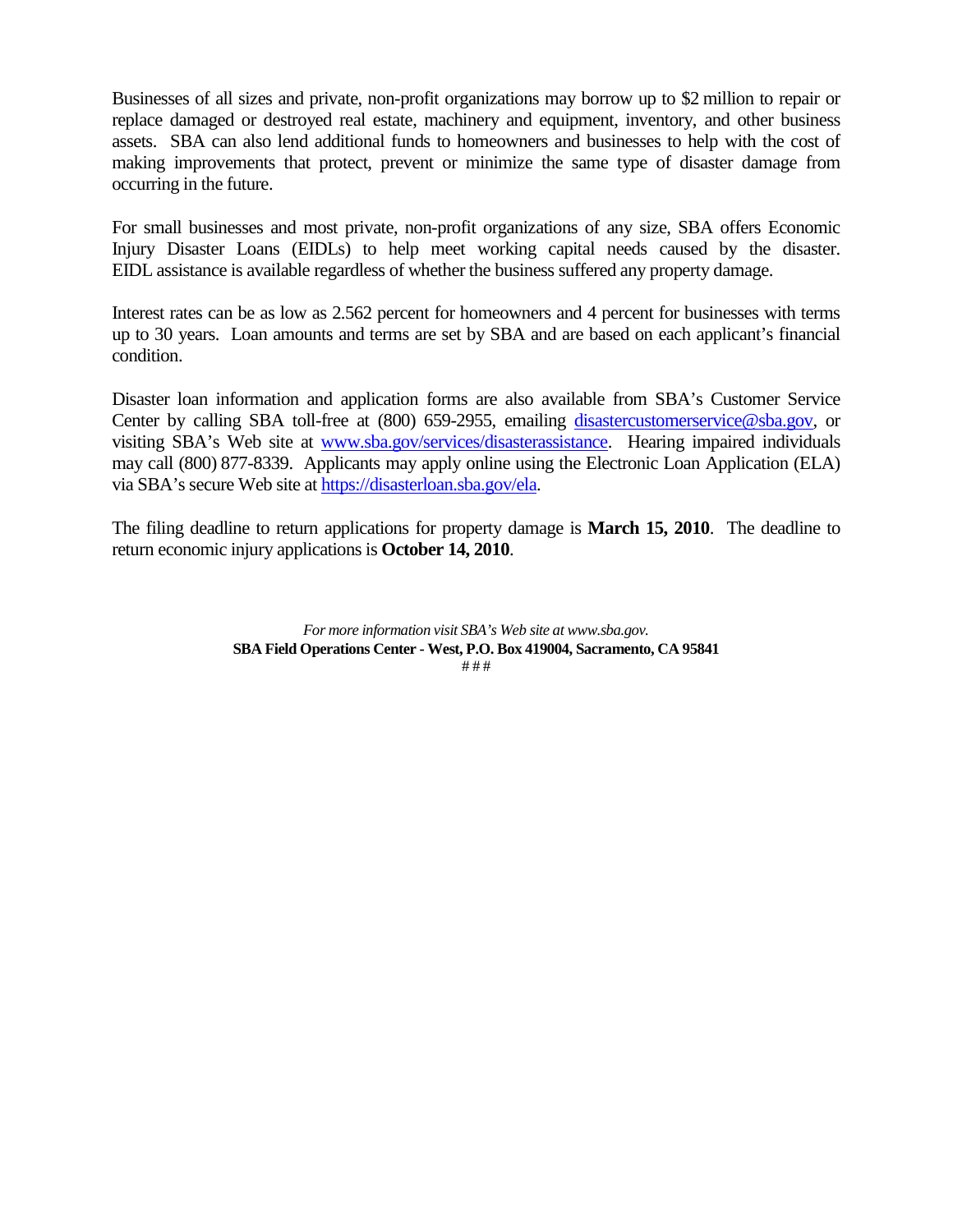Businesses of all sizes and private, non-profit organizations may borrow up to $2 million to repair or replace damaged or destroyed real estate, machinery and equipment, inventory, and other business assets. SBA can also lend additional funds to homeowners and businesses to help with the cost of making improvements that protect, prevent or minimize the same type of disaster damage from occurring in the future.

For small businesses and most private, non-profit organizations of any size, SBA offers Economic Injury Disaster Loans (EIDLs) to help meet working capital needs caused by the disaster. EIDL assistance is available regardless of whether the business suffered any property damage.

Interest rates can be as low as 2.562 percent for homeowners and 4 percent for businesses with terms up to 30 years. Loan amounts and terms are set by SBA and are based on each applicant's financial condition.

Disaster loan information and application forms are also available from SBA's Customer Service Center by calling SBA toll-free at (800) 659-2955, emailing [disastercustomerservice@sba.gov](mailto:disastercustomerservice@sba.gov), or visiting SBA's Web site at [www.sba.gov/services/disasterassistance](http://www.sba.gov/services/disasterassistance). Hearing impaired individuals may call (800) 877-8339. Applicants may apply online using the Electronic Loan Application (ELA) via SBA's secure Web site at [https://disasterloan.sba.gov/ela](https://disasterloan.sba.gov/ela).

The filing deadline to return applications for property damage is **March 15, 2010**. The deadline to return economic injury applications is **October 14, 2010**.

*For more information visit SBA's Web site at www.sba.gov.*

**SBA Field Operations Center - West, P.O. Box 419004, Sacramento, CA 95841**

# # #